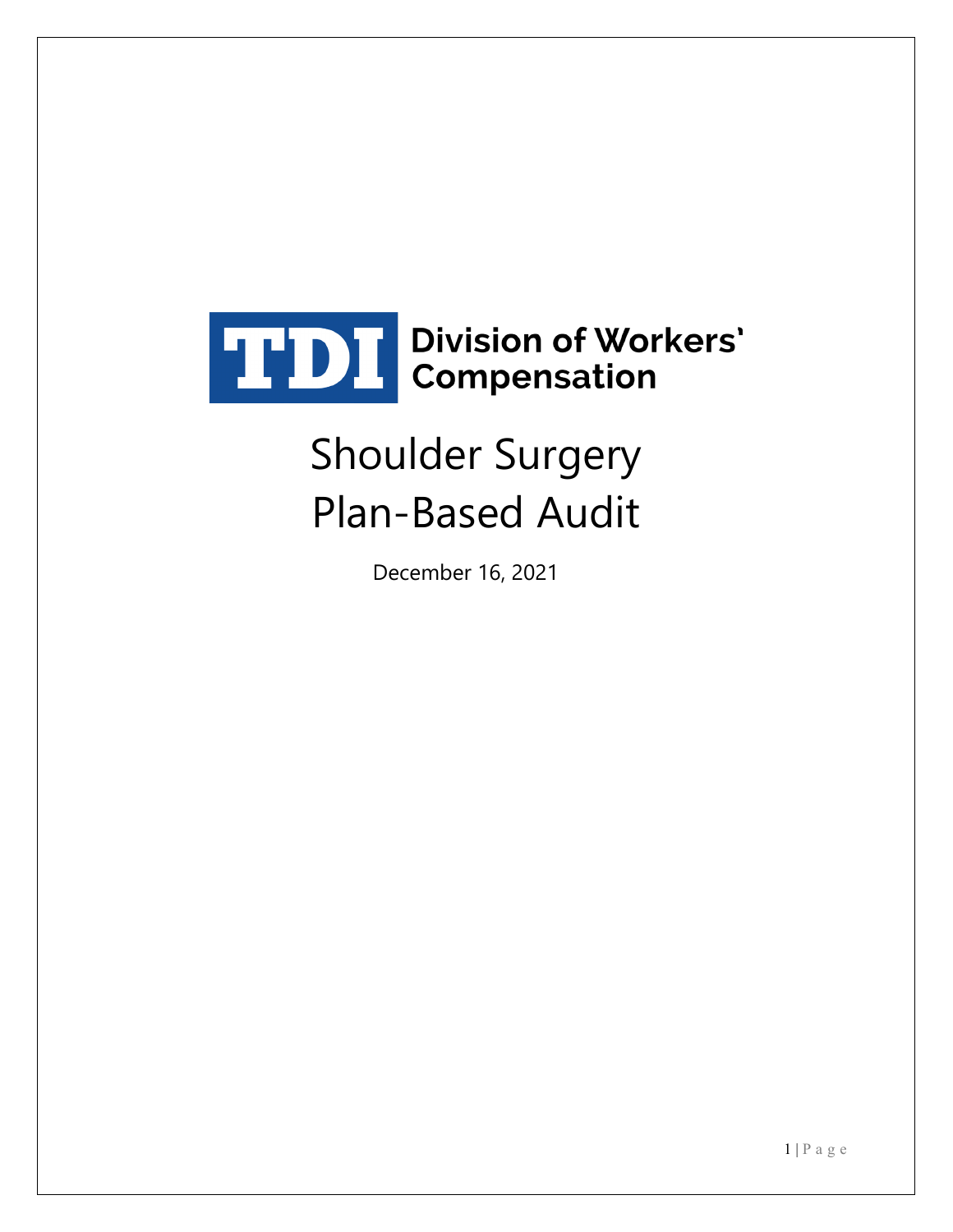TDI Division of Workers' Compensation

# Shoulder Surgery Plan-Based Audit

December 16, 2021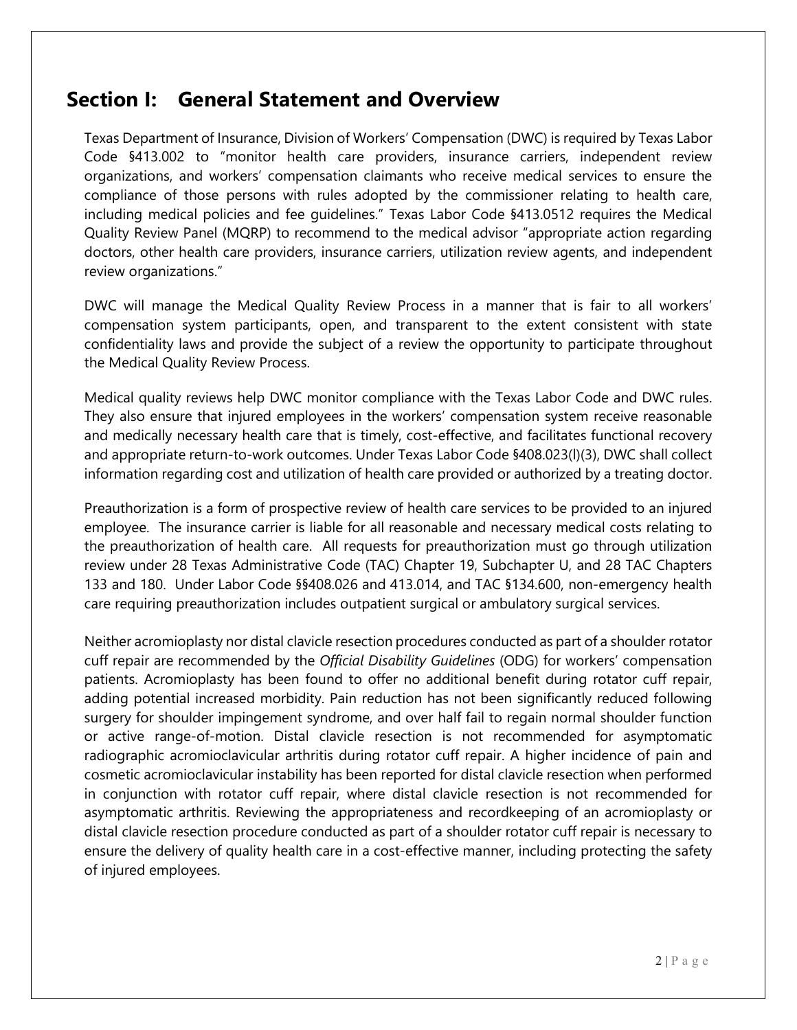## Section I: General Statement and Overview

Texas Department of Insurance, Division of Workers' Compensation (DWC) is required by Texas Labor Code §413.002 to "monitor health care providers, insurance carriers, independent review organizations, and workers' compensation claimants who receive medical services to ensure the compliance of those persons with rules adopted by the commissioner relating to health care, including medical policies and fee guidelines." Texas Labor Code §413.0512 requires the Medical Quality Review Panel (MQRP) to recommend to the medical advisor "appropriate action regarding doctors, other health care providers, insurance carriers, utilization review agents, and independent review organizations."

DWC will manage the Medical Quality Review Process in a manner that is fair to all workers' compensation system participants, open, and transparent to the extent consistent with state confidentiality laws and provide the subject of a review the opportunity to participate throughout the Medical Quality Review Process.

Medical quality reviews help DWC monitor compliance with the Texas Labor Code and DWC rules. They also ensure that injured employees in the workers' compensation system receive reasonable and medically necessary health care that is timely, cost-effective, and facilitates functional recovery and appropriate return-to-work outcomes. Under Texas Labor Code §408.023(l)(3), DWC shall collect information regarding cost and utilization of health care provided or authorized by a treating doctor.

Preauthorization is a form of prospective review of health care services to be provided to an injured employee. The insurance carrier is liable for all reasonable and necessary medical costs relating to the preauthorization of health care. All requests for preauthorization must go through utilization review under 28 Texas Administrative Code (TAC) Chapter 19, Subchapter U, and 28 TAC Chapters 133 and 180. Under Labor Code §§408.026 and 413.014, and TAC §134.600, non-emergency health care requiring preauthorization includes outpatient surgical or ambulatory surgical services.

Neither acromioplasty nor distal clavicle resection procedures conducted as part of a shoulder rotator cuff repair are recommended by the *Official Disability Guidelines* (ODG) for workers' compensation patients. Acromioplasty has been found to offer no additional benefit during rotator cuff repair, adding potential increased morbidity. Pain reduction has not been significantly reduced following surgery for shoulder impingement syndrome, and over half fail to regain normal shoulder function or active range-of-motion. Distal clavicle resection is not recommended for asymptomatic radiographic acromioclavicular arthritis during rotator cuff repair. A higher incidence of pain and cosmetic acromioclavicular instability has been reported for distal clavicle resection when performed in conjunction with rotator cuff repair, where distal clavicle resection is not recommended for asymptomatic arthritis. Reviewing the appropriateness and recordkeeping of an acromioplasty or distal clavicle resection procedure conducted as part of a shoulder rotator cuff repair is necessary to ensure the delivery of quality health care in a cost-effective manner, including protecting the safety of injured employees.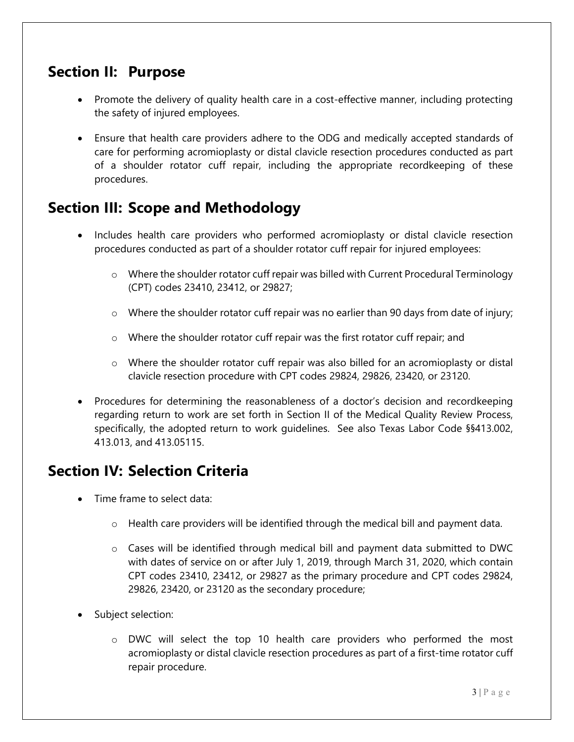## Section II: Purpose

- Promote the delivery of quality health care in a cost-effective manner, including protecting the safety of injured employees.
- Ensure that health care providers adhere to the ODG and medically accepted standards of care for performing acromioplasty or distal clavicle resection procedures conducted as part of a shoulder rotator cuff repair, including the appropriate recordkeeping of these procedures.

## Section III: Scope and Methodology

- Includes health care providers who performed acromioplasty or distal clavicle resection procedures conducted as part of a shoulder rotator cuff repair for injured employees:
  - Where the shoulder rotator cuff repair was billed with Current Procedural Terminology (CPT) codes 23410, 23412, or 29827;
  - Where the shoulder rotator cuff repair was no earlier than 90 days from date of injury;
  - Where the shoulder rotator cuff repair was the first rotator cuff repair; and
  - Where the shoulder rotator cuff repair was also billed for an acromioplasty or distal clavicle resection procedure with CPT codes 29824, 29826, 23420, or 23120.
- Procedures for determining the reasonableness of a doctor's decision and recordkeeping regarding return to work are set forth in Section II of the Medical Quality Review Process, specifically, the adopted return to work guidelines. See also Texas Labor Code §§413.002, 413.013, and 413.05115.

## Section IV: Selection Criteria

- Time frame to select data:
  - Health care providers will be identified through the medical bill and payment data.
  - Cases will be identified through medical bill and payment data submitted to DWC with dates of service on or after July 1, 2019, through March 31, 2020, which contain CPT codes 23410, 23412, or 29827 as the primary procedure and CPT codes 29824, 29826, 23420, or 23120 as the secondary procedure;
- Subject selection:
  - DWC will select the top 10 health care providers who performed the most acromioplasty or distal clavicle resection procedures as part of a first-time rotator cuff repair procedure.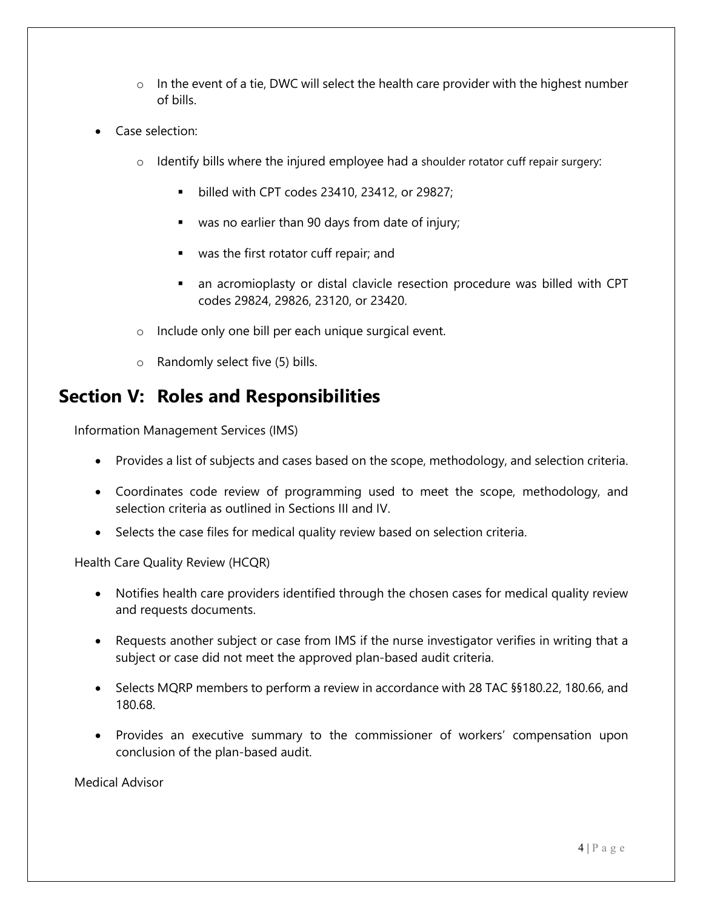- In the event of a tie, DWC will select the health care provider with the highest number of bills.

- Case selection:
  - Identify bills where the injured employee had a shoulder rotator cuff repair surgery:
    - billed with CPT codes 23410, 23412, or 29827;
    - was no earlier than 90 days from date of injury;
    - was the first rotator cuff repair; and
    - an acromioplasty or distal clavicle resection procedure was billed with CPT codes 29824, 29826, 23120, or 23420.
  - Include only one bill per each unique surgical event.
  - Randomly select five (5) bills.

## Section V: Roles and Responsibilities

Information Management Services (IMS)

- Provides a list of subjects and cases based on the scope, methodology, and selection criteria.
- Coordinates code review of programming used to meet the scope, methodology, and selection criteria as outlined in Sections III and IV.
- Selects the case files for medical quality review based on selection criteria.

Health Care Quality Review (HCQR)

- Notifies health care providers identified through the chosen cases for medical quality review and requests documents.
- Requests another subject or case from IMS if the nurse investigator verifies in writing that a subject or case did not meet the approved plan-based audit criteria.
- Selects MQRP members to perform a review in accordance with 28 TAC §§180.22, 180.66, and 180.68.
- Provides an executive summary to the commissioner of workers' compensation upon conclusion of the plan-based audit.

Medical Advisor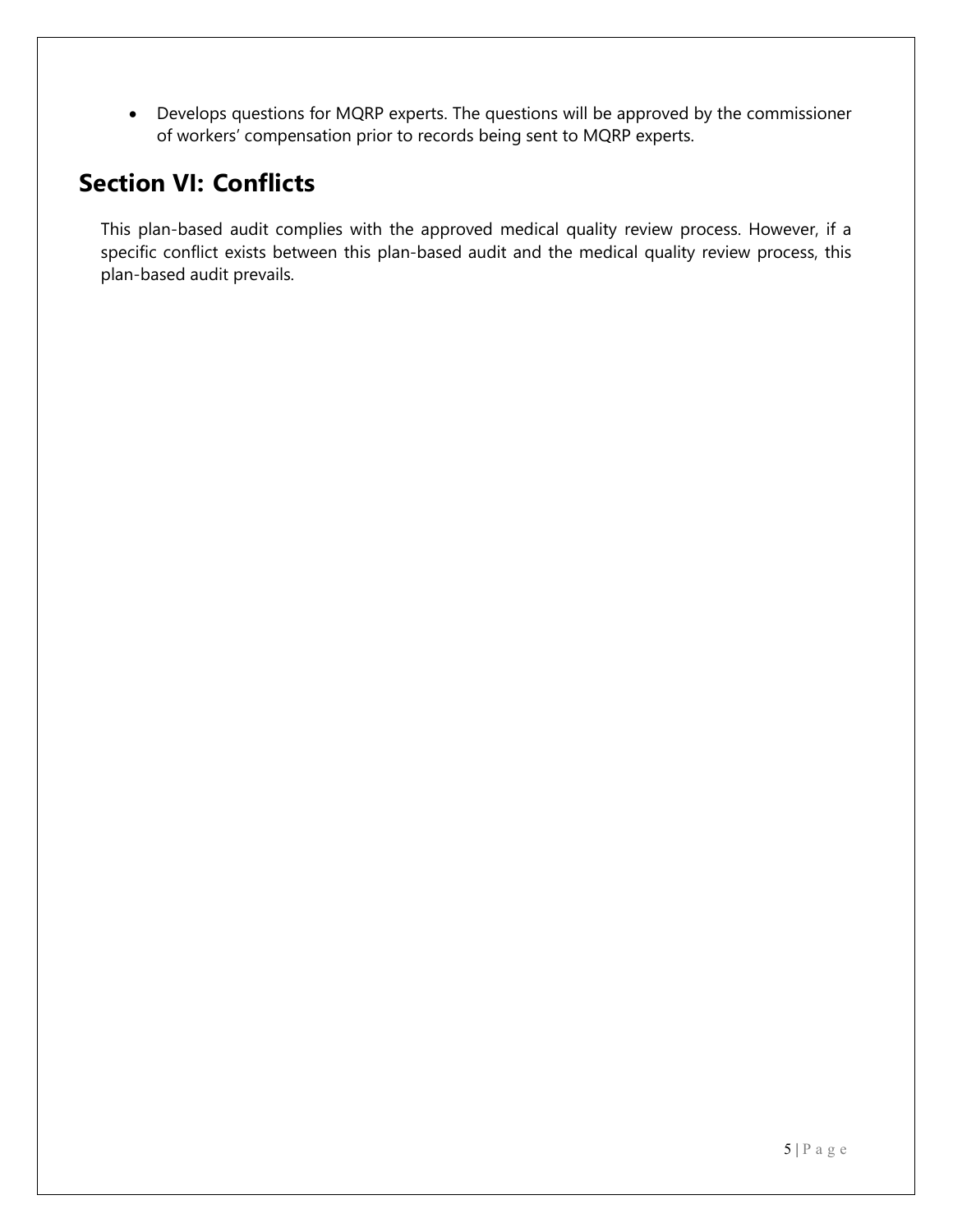- Develops questions for MQRP experts. The questions will be approved by the commissioner of workers' compensation prior to records being sent to MQRP experts.

## Section VI: Conflicts

This plan-based audit complies with the approved medical quality review process. However, if a specific conflict exists between this plan-based audit and the medical quality review process, this plan-based audit prevails.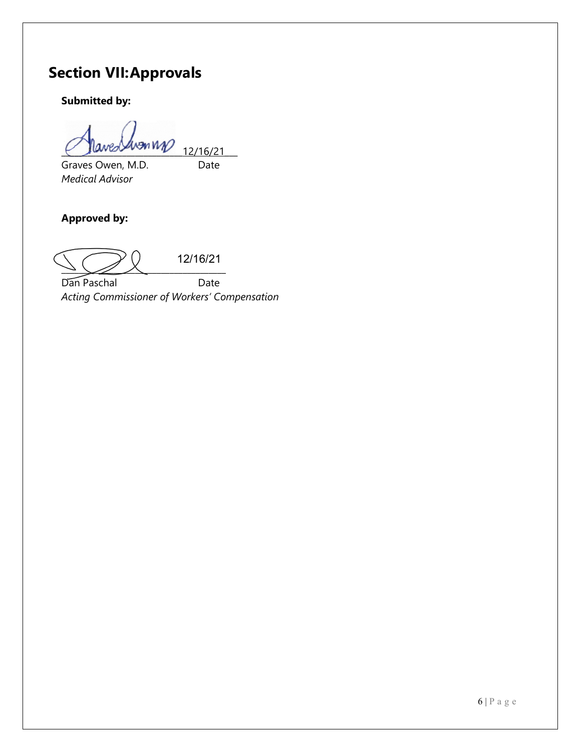## Section VII: Approvals

**Submitted by:**

______________________ 12/16/21

Graves Owen, M.D. Date

*Medical Advisor*

**Approved by:**

______________________ 12/16/21

Dan Paschal Date

*Acting Commissioner of Workers' Compensation*